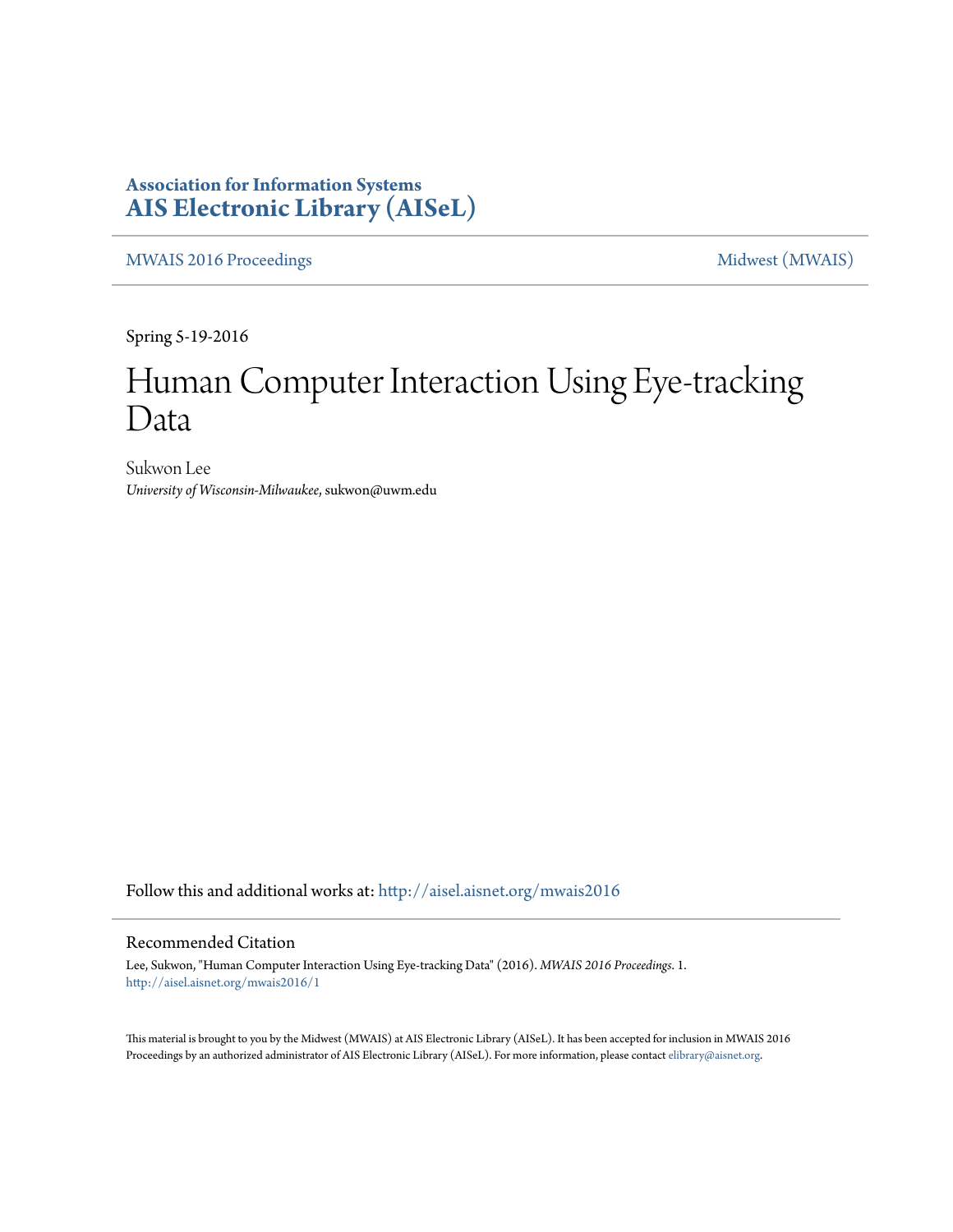**Association for Information Systems**
**AIS Electronic Library (AISeL)**

MWAIS 2016 Proceedings | Midwest (MWAIS)

---

Spring 5-19-2016

# Human Computer Interaction Using Eye-tracking Data

Sukwon Lee
*University of Wisconsin-Milwaukee*, sukwon@uwm.edu

Follow this and additional works at: http://aisel.aisnet.org/mwais2016

## Recommended Citation

Lee, Sukwon, "Human Computer Interaction Using Eye-tracking Data" (2016). *MWAIS 2016 Proceedings*. 1.
http://aisel.aisnet.org/mwais2016/1

This material is brought to you by the Midwest (MWAIS) at AIS Electronic Library (AISeL). It has been accepted for inclusion in MWAIS 2016 Proceedings by an authorized administrator of AIS Electronic Library (AISeL). For more information, please contact elibrary@aisnet.org.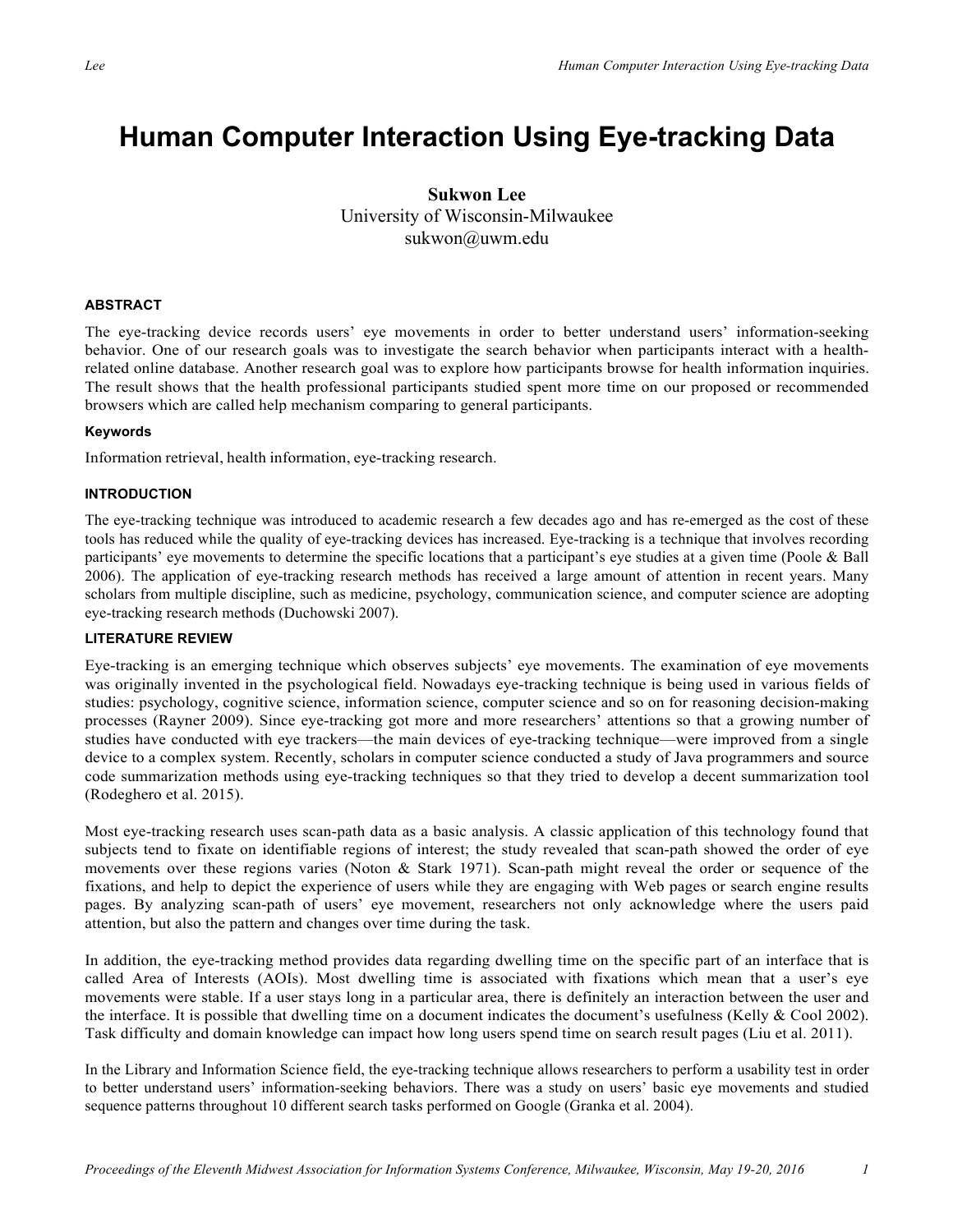# Human Computer Interaction Using Eye-tracking Data

**Sukwon Lee**
University of Wisconsin-Milwaukee
sukwon@uwm.edu

#### ABSTRACT

The eye-tracking device records users' eye movements in order to better understand users' information-seeking behavior. One of our research goals was to investigate the search behavior when participants interact with a health-related online database. Another research goal was to explore how participants browse for health information inquiries. The result shows that the health professional participants studied spent more time on our proposed or recommended browsers which are called help mechanism comparing to general participants.

##### Keywords

Information retrieval, health information, eye-tracking research.

#### INTRODUCTION

The eye-tracking technique was introduced to academic research a few decades ago and has re-emerged as the cost of these tools has reduced while the quality of eye-tracking devices has increased. Eye-tracking is a technique that involves recording participants' eye movements to determine the specific locations that a participant's eye studies at a given time (Poole & Ball 2006). The application of eye-tracking research methods has received a large amount of attention in recent years. Many scholars from multiple discipline, such as medicine, psychology, communication science, and computer science are adopting eye-tracking research methods (Duchowski 2007).

#### LITERATURE REVIEW

Eye-tracking is an emerging technique which observes subjects' eye movements. The examination of eye movements was originally invented in the psychological field. Nowadays eye-tracking technique is being used in various fields of studies: psychology, cognitive science, information science, computer science and so on for reasoning decision-making processes (Rayner 2009). Since eye-tracking got more and more researchers' attentions so that a growing number of studies have conducted with eye trackers—the main devices of eye-tracking technique—were improved from a single device to a complex system. Recently, scholars in computer science conducted a study of Java programmers and source code summarization methods using eye-tracking techniques so that they tried to develop a decent summarization tool (Rodeghero et al. 2015).

Most eye-tracking research uses scan-path data as a basic analysis. A classic application of this technology found that subjects tend to fixate on identifiable regions of interest; the study revealed that scan-path showed the order of eye movements over these regions varies (Noton & Stark 1971). Scan-path might reveal the order or sequence of the fixations, and help to depict the experience of users while they are engaging with Web pages or search engine results pages. By analyzing scan-path of users' eye movement, researchers not only acknowledge where the users paid attention, but also the pattern and changes over time during the task.

In addition, the eye-tracking method provides data regarding dwelling time on the specific part of an interface that is called Area of Interests (AOIs). Most dwelling time is associated with fixations which mean that a user's eye movements were stable. If a user stays long in a particular area, there is definitely an interaction between the user and the interface. It is possible that dwelling time on a document indicates the document's usefulness (Kelly & Cool 2002). Task difficulty and domain knowledge can impact how long users spend time on search result pages (Liu et al. 2011).

In the Library and Information Science field, the eye-tracking technique allows researchers to perform a usability test in order to better understand users' information-seeking behaviors. There was a study on users' basic eye movements and studied sequence patterns throughout 10 different search tasks performed on Google (Granka et al. 2004).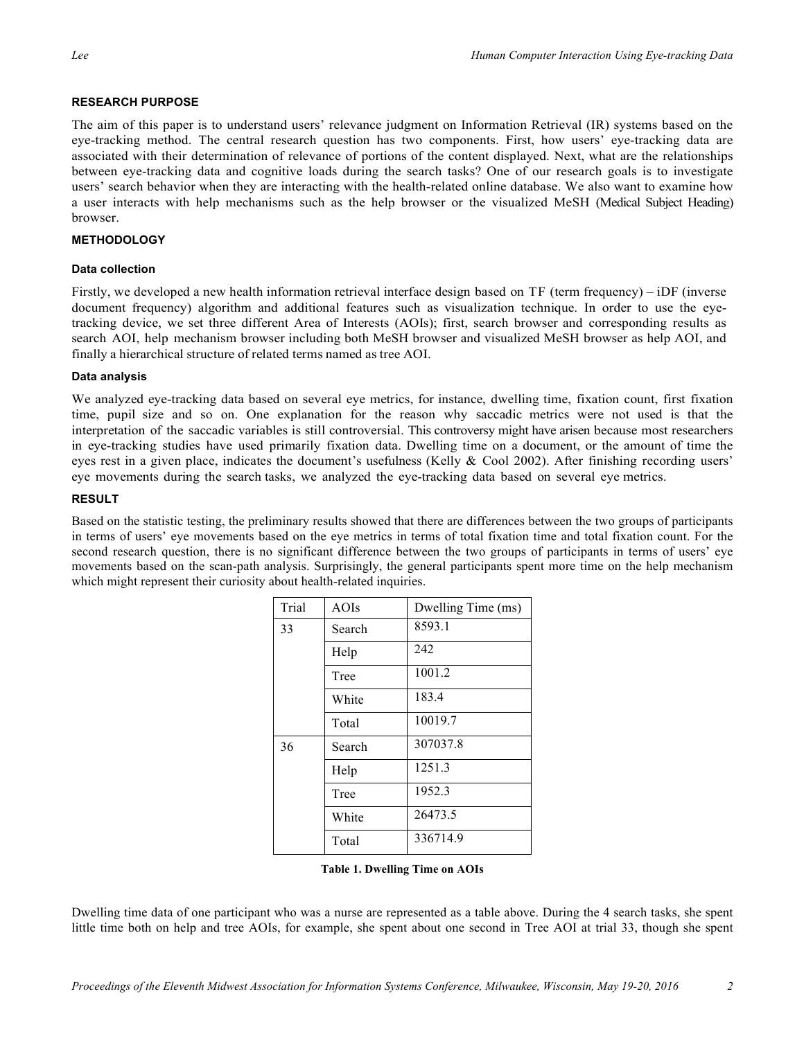### RESEARCH PURPOSE

The aim of this paper is to understand users' relevance judgment on Information Retrieval (IR) systems based on the eye-tracking method. The central research question has two components. First, how users' eye-tracking data are associated with their determination of relevance of portions of the content displayed. Next, what are the relationships between eye-tracking data and cognitive loads during the search tasks? One of our research goals is to investigate users' search behavior when they are interacting with the health-related online database. We also want to examine how a user interacts with help mechanisms such as the help browser or the visualized MeSH (Medical Subject Heading) browser.

### METHODOLOGY

#### Data collection

Firstly, we developed a new health information retrieval interface design based on TF (term frequency) – iDF (inverse document frequency) algorithm and additional features such as visualization technique. In order to use the eye-tracking device, we set three different Area of Interests (AOIs); first, search browser and corresponding results as search AOI, help mechanism browser including both MeSH browser and visualized MeSH browser as help AOI, and finally a hierarchical structure of related terms named as tree AOI.

#### Data analysis

We analyzed eye-tracking data based on several eye metrics, for instance, dwelling time, fixation count, first fixation time, pupil size and so on. One explanation for the reason why saccadic metrics were not used is that the interpretation of the saccadic variables is still controversial. This controversy might have arisen because most researchers in eye-tracking studies have used primarily fixation data. Dwelling time on a document, or the amount of time the eyes rest in a given place, indicates the document's usefulness (Kelly & Cool 2002). After finishing recording users' eye movements during the search tasks, we analyzed the eye-tracking data based on several eye metrics.

### RESULT

Based on the statistic testing, the preliminary results showed that there are differences between the two groups of participants in terms of users' eye movements based on the eye metrics in terms of total fixation time and total fixation count. For the second research question, there is no significant difference between the two groups of participants in terms of users' eye movements based on the scan-path analysis. Surprisingly, the general participants spent more time on the help mechanism which might represent their curiosity about health-related inquiries.

| Trial | AOIs | Dwelling Time (ms) |
|---|---|---|
| 33 | Search | 8593.1 |
| | Help | 242 |
| | Tree | 1001.2 |
| | White | 183.4 |
| | Total | 10019.7 |
| 36 | Search | 307037.8 |
| | Help | 1251.3 |
| | Tree | 1952.3 |
| | White | 26473.5 |
| | Total | 336714.9 |

**Table 1. Dwelling Time on AOIs**

Dwelling time data of one participant who was a nurse are represented as a table above. During the 4 search tasks, she spent little time both on help and tree AOIs, for example, she spent about one second in Tree AOI at trial 33, though she spent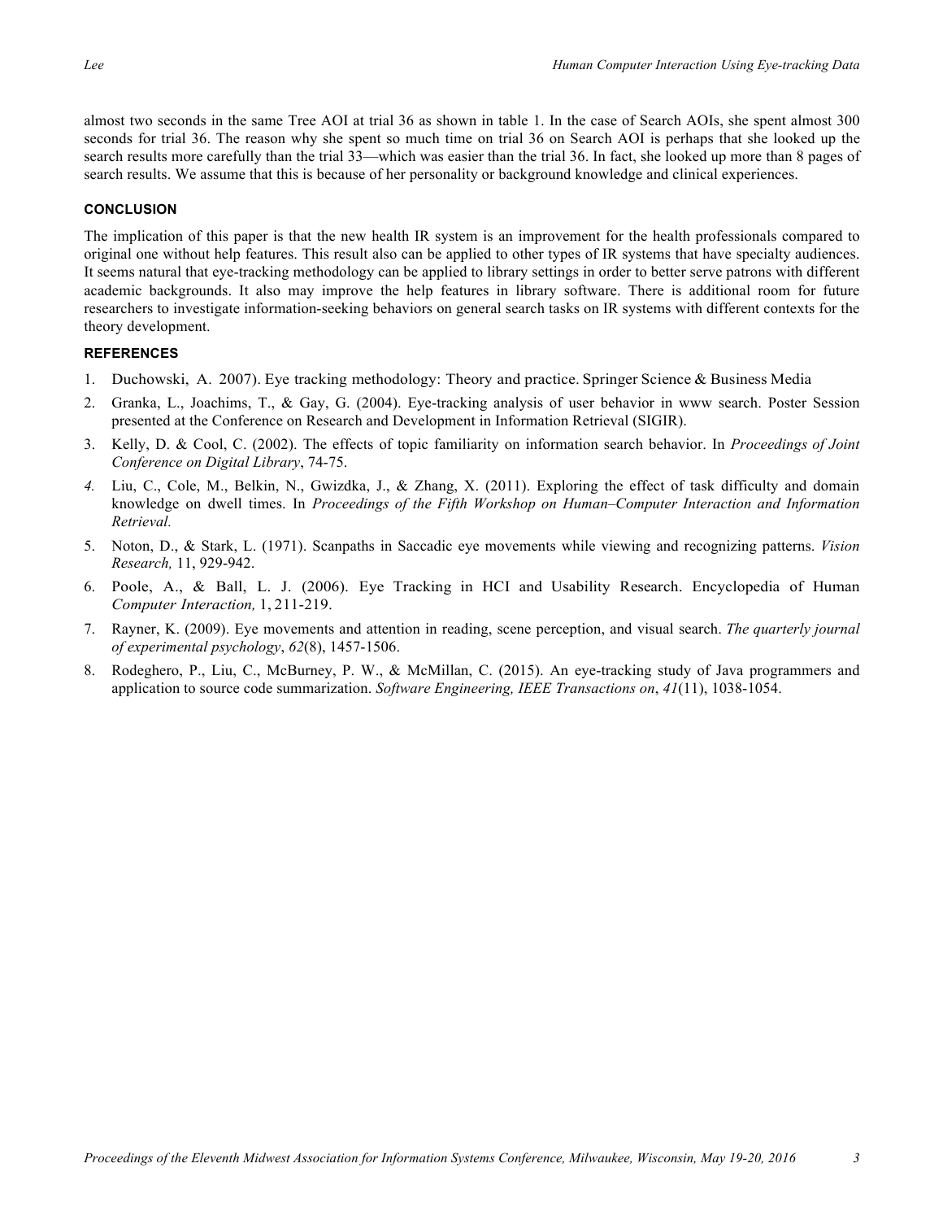almost two seconds in the same Tree AOI at trial 36 as shown in table 1. In the case of Search AOIs, she spent almost 300 seconds for trial 36. The reason why she spent so much time on trial 36 on Search AOI is perhaps that she looked up the search results more carefully than the trial 33—which was easier than the trial 36. In fact, she looked up more than 8 pages of search results. We assume that this is because of her personality or background knowledge and clinical experiences.

## CONCLUSION

The implication of this paper is that the new health IR system is an improvement for the health professionals compared to original one without help features. This result also can be applied to other types of IR systems that have specialty audiences. It seems natural that eye-tracking methodology can be applied to library settings in order to better serve patrons with different academic backgrounds. It also may improve the help features in library software. There is additional room for future researchers to investigate information-seeking behaviors on general search tasks on IR systems with different contexts for the theory development.

## REFERENCES

1. Duchowski, A. 2007). Eye tracking methodology: Theory and practice. Springer Science & Business Media
2. Granka, L., Joachims, T., & Gay, G. (2004). Eye-tracking analysis of user behavior in www search. Poster Session presented at the Conference on Research and Development in Information Retrieval (SIGIR).
3. Kelly, D. & Cool, C. (2002). The effects of topic familiarity on information search behavior. In *Proceedings of Joint Conference on Digital Library*, 74-75.
4. Liu, C., Cole, M., Belkin, N., Gwizdka, J., & Zhang, X. (2011). Exploring the effect of task difficulty and domain knowledge on dwell times. In *Proceedings of the Fifth Workshop on Human–Computer Interaction and Information Retrieval.*
5. Noton, D., & Stark, L. (1971). Scanpaths in Saccadic eye movements while viewing and recognizing patterns. *Vision Research,* 11, 929-942.
6. Poole, A., & Ball, L. J. (2006). Eye Tracking in HCI and Usability Research. Encyclopedia of Human *Computer Interaction,* 1, 211-219.
7. Rayner, K. (2009). Eye movements and attention in reading, scene perception, and visual search. *The quarterly journal of experimental psychology*, *62*(8), 1457-1506.
8. Rodeghero, P., Liu, C., McBurney, P. W., & McMillan, C. (2015). An eye-tracking study of Java programmers and application to source code summarization. *Software Engineering, IEEE Transactions on*, *41*(11), 1038-1054.